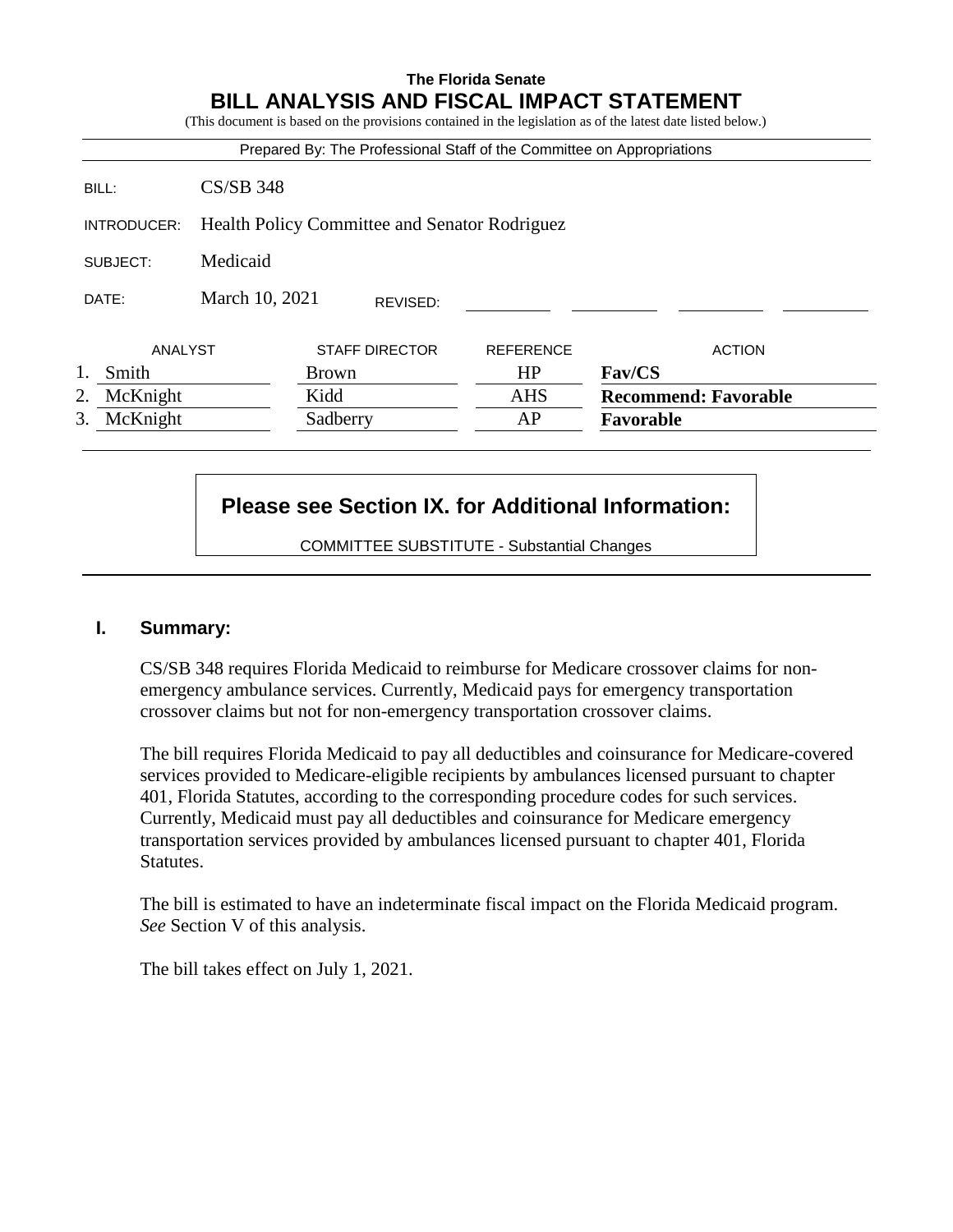**The Florida Senate**

# BILL ANALYSIS AND FISCAL IMPACT STATEMENT

(This document is based on the provisions contained in the legislation as of the latest date listed below.)

Prepared By: The Professional Staff of the Committee on Appropriations

| | |
|---|---|
| BILL: | CS/SB 348 |
| INTRODUCER: | Health Policy Committee and Senator Rodriguez |
| SUBJECT: | Medicaid |
| DATE: | March 10, 2021 REVISED: |

| | ANALYST | STAFF DIRECTOR | REFERENCE | ACTION |
|---|---|---|---|---|
| 1. | Smith | Brown | HP | **Fav/CS** |
| 2. | McKnight | Kidd | AHS | **Recommend: Favorable** |
| 3. | McKnight | Sadberry | AP | **Favorable** |

**Please see Section IX. for Additional Information:**

COMMITTEE SUBSTITUTE - Substantial Changes

## I. Summary:

CS/SB 348 requires Florida Medicaid to reimburse for Medicare crossover claims for non-emergency ambulance services. Currently, Medicaid pays for emergency transportation crossover claims but not for non-emergency transportation crossover claims.

The bill requires Florida Medicaid to pay all deductibles and coinsurance for Medicare-covered services provided to Medicare-eligible recipients by ambulances licensed pursuant to chapter 401, Florida Statutes, according to the corresponding procedure codes for such services. Currently, Medicaid must pay all deductibles and coinsurance for Medicare emergency transportation services provided by ambulances licensed pursuant to chapter 401, Florida Statutes.

The bill is estimated to have an indeterminate fiscal impact on the Florida Medicaid program. *See* Section V of this analysis.

The bill takes effect on July 1, 2021.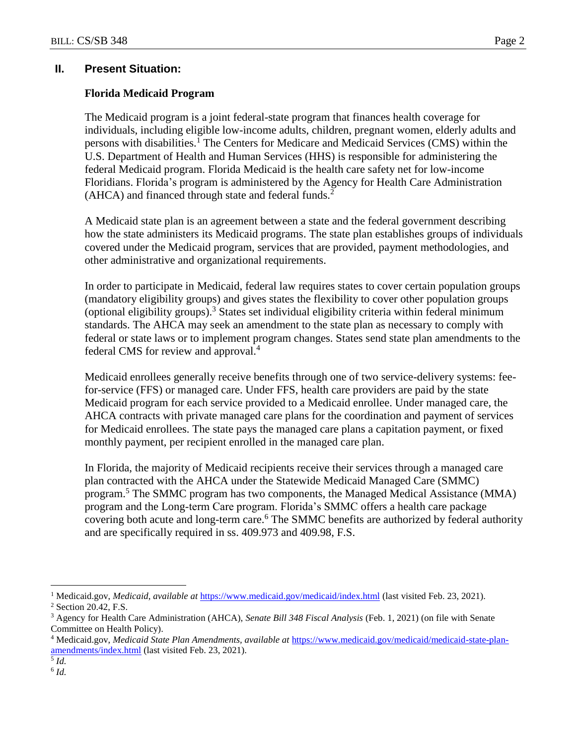## II. Present Situation:

### Florida Medicaid Program

The Medicaid program is a joint federal-state program that finances health coverage for individuals, including eligible low-income adults, children, pregnant women, elderly adults and persons with disabilities.[1] The Centers for Medicare and Medicaid Services (CMS) within the U.S. Department of Health and Human Services (HHS) is responsible for administering the federal Medicaid program. Florida Medicaid is the health care safety net for low-income Floridians. Florida's program is administered by the Agency for Health Care Administration (AHCA) and financed through state and federal funds.[2]

A Medicaid state plan is an agreement between a state and the federal government describing how the state administers its Medicaid programs. The state plan establishes groups of individuals covered under the Medicaid program, services that are provided, payment methodologies, and other administrative and organizational requirements.

In order to participate in Medicaid, federal law requires states to cover certain population groups (mandatory eligibility groups) and gives states the flexibility to cover other population groups (optional eligibility groups).[3] States set individual eligibility criteria within federal minimum standards. The AHCA may seek an amendment to the state plan as necessary to comply with federal or state laws or to implement program changes. States send state plan amendments to the federal CMS for review and approval.[4]

Medicaid enrollees generally receive benefits through one of two service-delivery systems: fee-for-service (FFS) or managed care. Under FFS, health care providers are paid by the state Medicaid program for each service provided to a Medicaid enrollee. Under managed care, the AHCA contracts with private managed care plans for the coordination and payment of services for Medicaid enrollees. The state pays the managed care plans a capitation payment, or fixed monthly payment, per recipient enrolled in the managed care plan.

In Florida, the majority of Medicaid recipients receive their services through a managed care plan contracted with the AHCA under the Statewide Medicaid Managed Care (SMMC) program.[5] The SMMC program has two components, the Managed Medical Assistance (MMA) program and the Long-term Care program. Florida's SMMC offers a health care package covering both acute and long-term care.[6] The SMMC benefits are authorized by federal authority and are specifically required in ss. 409.973 and 409.98, F.S.

---

[1] Medicaid.gov, *Medicaid, available at* https://www.medicaid.gov/medicaid/index.html (last visited Feb. 23, 2021).

[2] Section 20.42, F.S.

[3] Agency for Health Care Administration (AHCA), *Senate Bill 348 Fiscal Analysis* (Feb. 1, 2021) (on file with Senate Committee on Health Policy).

[4] Medicaid.gov, *Medicaid State Plan Amendments, available at* https://www.medicaid.gov/medicaid/medicaid-state-plan-amendments/index.html (last visited Feb. 23, 2021).

[5] *Id.*

[6] *Id.*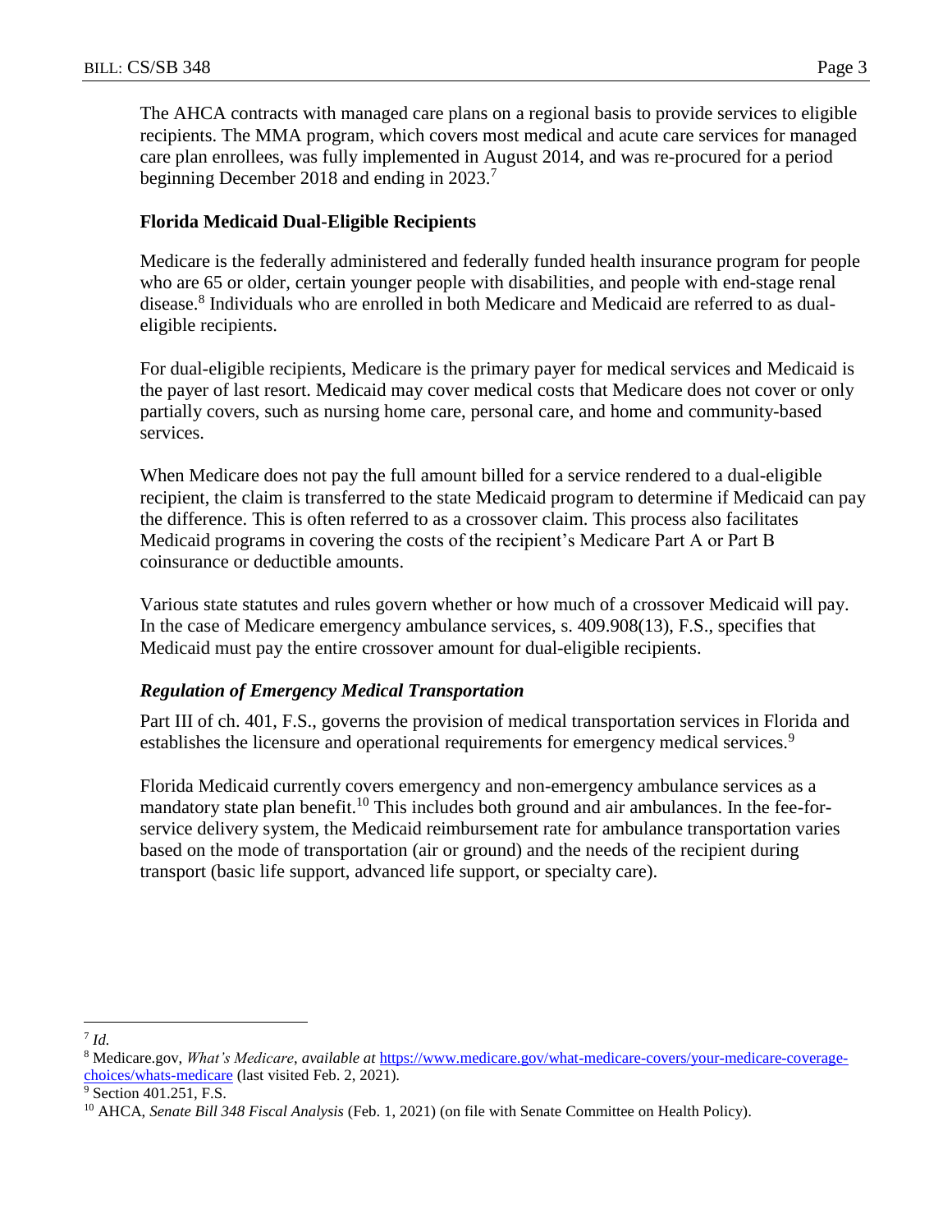The AHCA contracts with managed care plans on a regional basis to provide services to eligible recipients. The MMA program, which covers most medical and acute care services for managed care plan enrollees, was fully implemented in August 2014, and was re-procured for a period beginning December 2018 and ending in 2023.[7]

### Florida Medicaid Dual-Eligible Recipients

Medicare is the federally administered and federally funded health insurance program for people who are 65 or older, certain younger people with disabilities, and people with end-stage renal disease.[8] Individuals who are enrolled in both Medicare and Medicaid are referred to as dual-eligible recipients.

For dual-eligible recipients, Medicare is the primary payer for medical services and Medicaid is the payer of last resort. Medicaid may cover medical costs that Medicare does not cover or only partially covers, such as nursing home care, personal care, and home and community-based services.

When Medicare does not pay the full amount billed for a service rendered to a dual-eligible recipient, the claim is transferred to the state Medicaid program to determine if Medicaid can pay the difference. This is often referred to as a crossover claim. This process also facilitates Medicaid programs in covering the costs of the recipient's Medicare Part A or Part B coinsurance or deductible amounts.

Various state statutes and rules govern whether or how much of a crossover Medicaid will pay. In the case of Medicare emergency ambulance services, s. 409.908(13), F.S., specifies that Medicaid must pay the entire crossover amount for dual-eligible recipients.

#### *Regulation of Emergency Medical Transportation*

Part III of ch. 401, F.S., governs the provision of medical transportation services in Florida and establishes the licensure and operational requirements for emergency medical services.[9]

Florida Medicaid currently covers emergency and non-emergency ambulance services as a mandatory state plan benefit.[10] This includes both ground and air ambulances. In the fee-for-service delivery system, the Medicaid reimbursement rate for ambulance transportation varies based on the mode of transportation (air or ground) and the needs of the recipient during transport (basic life support, advanced life support, or specialty care).

---

[7] *Id.*

[8] Medicare.gov, *What's Medicare*, *available at* https://www.medicare.gov/what-medicare-covers/your-medicare-coverage-choices/whats-medicare (last visited Feb. 2, 2021).

[9] Section 401.251, F.S.

[10] AHCA, *Senate Bill 348 Fiscal Analysis* (Feb. 1, 2021) (on file with Senate Committee on Health Policy).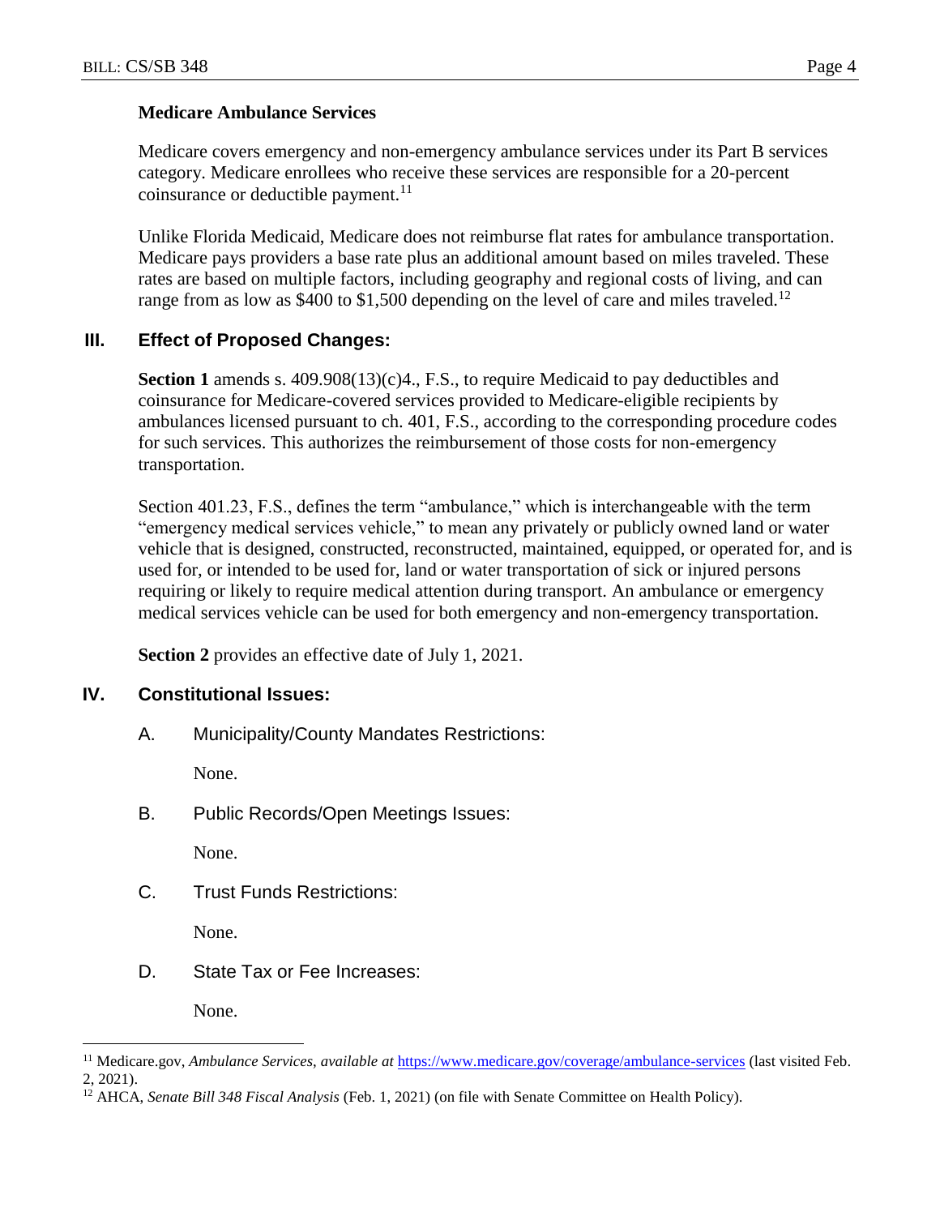### Medicare Ambulance Services

Medicare covers emergency and non-emergency ambulance services under its Part B services category. Medicare enrollees who receive these services are responsible for a 20-percent coinsurance or deductible payment.[11]

Unlike Florida Medicaid, Medicare does not reimburse flat rates for ambulance transportation. Medicare pays providers a base rate plus an additional amount based on miles traveled. These rates are based on multiple factors, including geography and regional costs of living, and can range from as low as \$400 to \$1,500 depending on the level of care and miles traveled.[12]

## III. Effect of Proposed Changes:

**Section 1** amends s. 409.908(13)(c)4., F.S., to require Medicaid to pay deductibles and coinsurance for Medicare-covered services provided to Medicare-eligible recipients by ambulances licensed pursuant to ch. 401, F.S., according to the corresponding procedure codes for such services. This authorizes the reimbursement of those costs for non-emergency transportation.

Section 401.23, F.S., defines the term "ambulance," which is interchangeable with the term "emergency medical services vehicle," to mean any privately or publicly owned land or water vehicle that is designed, constructed, reconstructed, maintained, equipped, or operated for, and is used for, or intended to be used for, land or water transportation of sick or injured persons requiring or likely to require medical attention during transport. An ambulance or emergency medical services vehicle can be used for both emergency and non-emergency transportation.

**Section 2** provides an effective date of July 1, 2021.

## IV. Constitutional Issues:

A. Municipality/County Mandates Restrictions:

None.

B. Public Records/Open Meetings Issues:

None.

C. Trust Funds Restrictions:

None.

D. State Tax or Fee Increases:

None.

---

[11] Medicare.gov, *Ambulance Services*, *available at* https://www.medicare.gov/coverage/ambulance-services (last visited Feb. 2, 2021).

[12] AHCA, *Senate Bill 348 Fiscal Analysis* (Feb. 1, 2021) (on file with Senate Committee on Health Policy).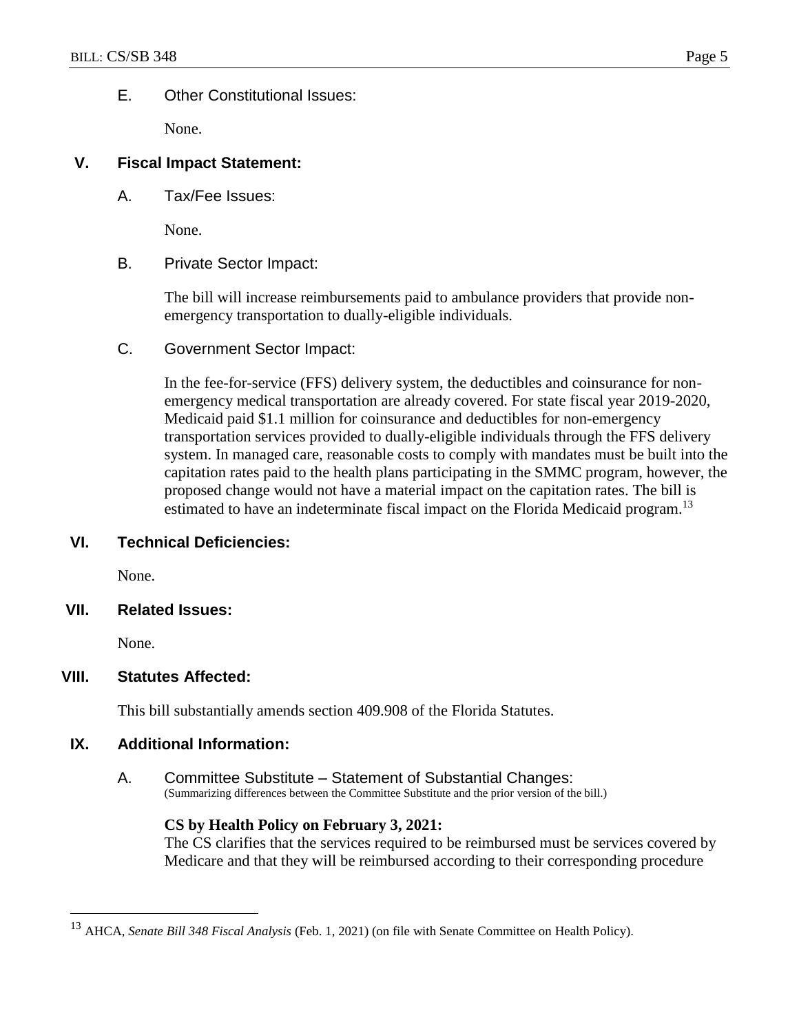E. Other Constitutional Issues:

None.

## V. Fiscal Impact Statement:

A. Tax/Fee Issues:

None.

B. Private Sector Impact:

The bill will increase reimbursements paid to ambulance providers that provide non-emergency transportation to dually-eligible individuals.

C. Government Sector Impact:

In the fee-for-service (FFS) delivery system, the deductibles and coinsurance for non-emergency medical transportation are already covered. For state fiscal year 2019-2020, Medicaid paid $1.1 million for coinsurance and deductibles for non-emergency transportation services provided to dually-eligible individuals through the FFS delivery system. In managed care, reasonable costs to comply with mandates must be built into the capitation rates paid to the health plans participating in the SMMC program, however, the proposed change would not have a material impact on the capitation rates. The bill is estimated to have an indeterminate fiscal impact on the Florida Medicaid program.[13]

## VI. Technical Deficiencies:

None.

## VII. Related Issues:

None.

## VIII. Statutes Affected:

This bill substantially amends section 409.908 of the Florida Statutes.

## IX. Additional Information:

A. Committee Substitute – Statement of Substantial Changes:
(Summarizing differences between the Committee Substitute and the prior version of the bill.)

**CS by Health Policy on February 3, 2021:**
The CS clarifies that the services required to be reimbursed must be services covered by Medicare and that they will be reimbursed according to their corresponding procedure

---

[13] AHCA, *Senate Bill 348 Fiscal Analysis* (Feb. 1, 2021) (on file with Senate Committee on Health Policy).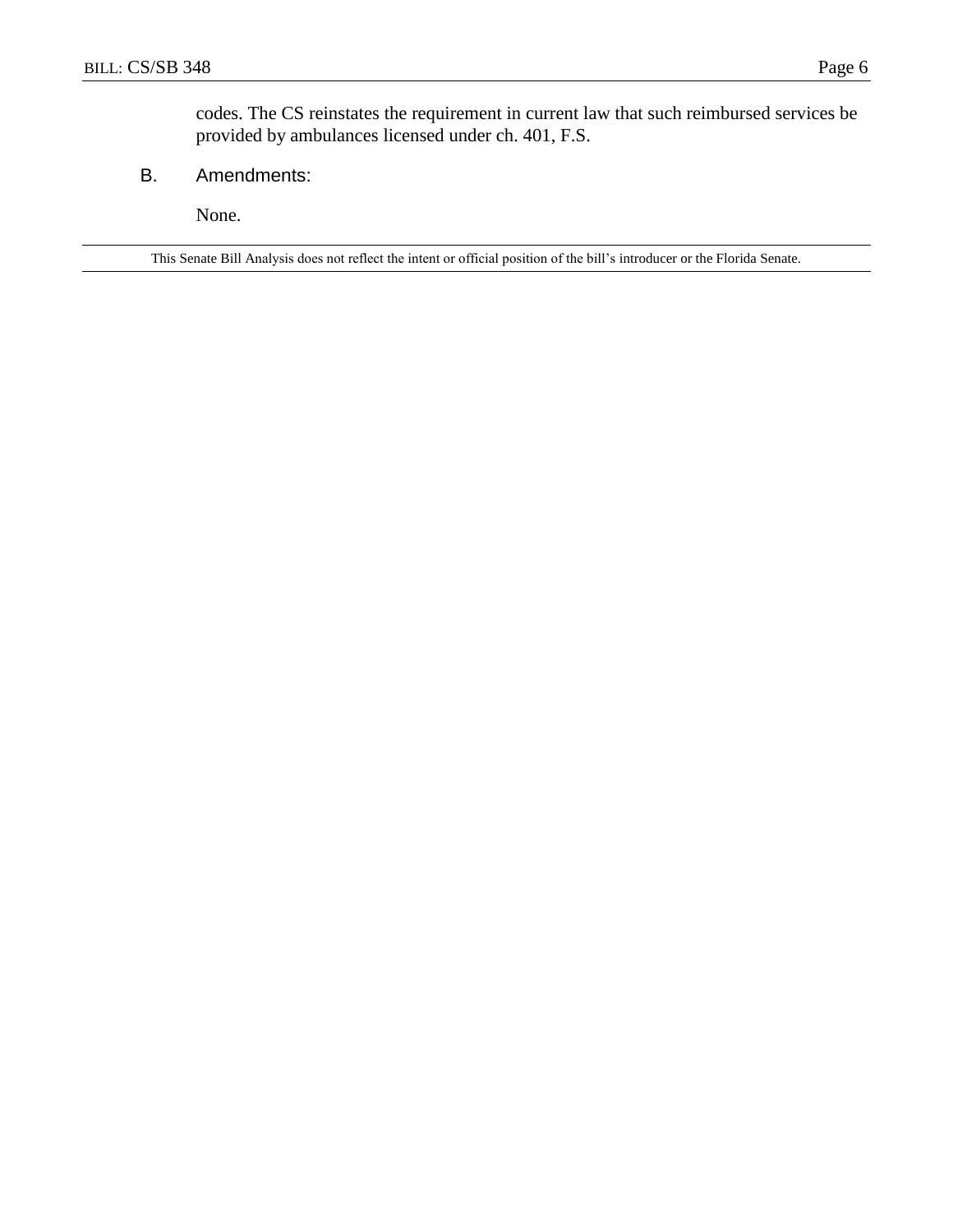codes. The CS reinstates the requirement in current law that such reimbursed services be provided by ambulances licensed under ch. 401, F.S.

B. Amendments:

None.

This Senate Bill Analysis does not reflect the intent or official position of the bill's introducer or the Florida Senate.